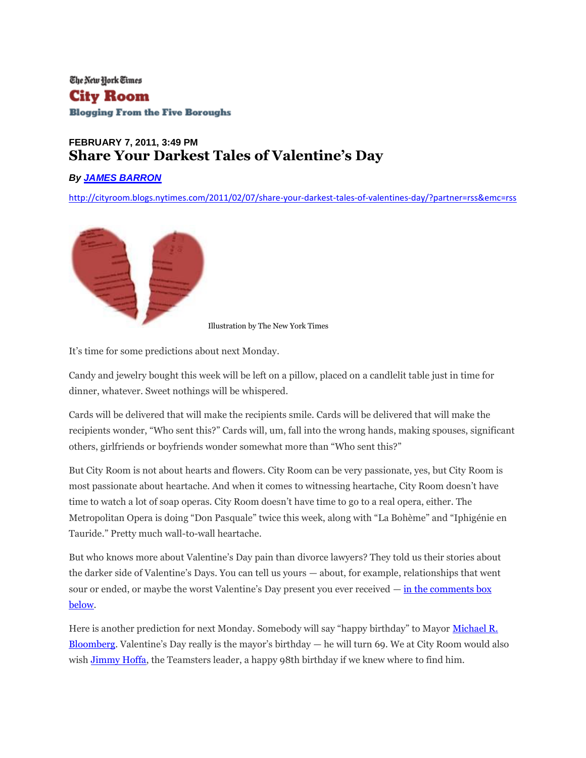The New York Times

**City Room**

**Blogging From the Five Boroughs**

**FEBRUARY 7, 2011, 3:49 PM**

# Share Your Darkest Tales of Valentine's Day

***By JAMES BARRON***

http://cityroom.blogs.nytimes.com/2011/02/07/share-your-darkest-tales-of-valentines-day/?partner=rss&emc=rss

Illustration by The New York Times

It's time for some predictions about next Monday.

Candy and jewelry bought this week will be left on a pillow, placed on a candlelit table just in time for dinner, whatever. Sweet nothings will be whispered.

Cards will be delivered that will make the recipients smile. Cards will be delivered that will make the recipients wonder, "Who sent this?" Cards will, um, fall into the wrong hands, making spouses, significant others, girlfriends or boyfriends wonder somewhat more than "Who sent this?"

But City Room is not about hearts and flowers. City Room can be very passionate, yes, but City Room is most passionate about heartache. And when it comes to witnessing heartache, City Room doesn't have time to watch a lot of soap operas. City Room doesn't have time to go to a real opera, either. The Metropolitan Opera is doing "Don Pasquale" twice this week, along with "La Bohème" and "Iphigénie en Tauride." Pretty much wall-to-wall heartache.

But who knows more about Valentine's Day pain than divorce lawyers? They told us their stories about the darker side of Valentine's Days. You can tell us yours — about, for example, relationships that went sour or ended, or maybe the worst Valentine's Day present you ever received — in the comments box below.

Here is another prediction for next Monday. Somebody will say "happy birthday" to Mayor Michael R. Bloomberg. Valentine's Day really is the mayor's birthday — he will turn 69. We at City Room would also wish Jimmy Hoffa, the Teamsters leader, a happy 98th birthday if we knew where to find him.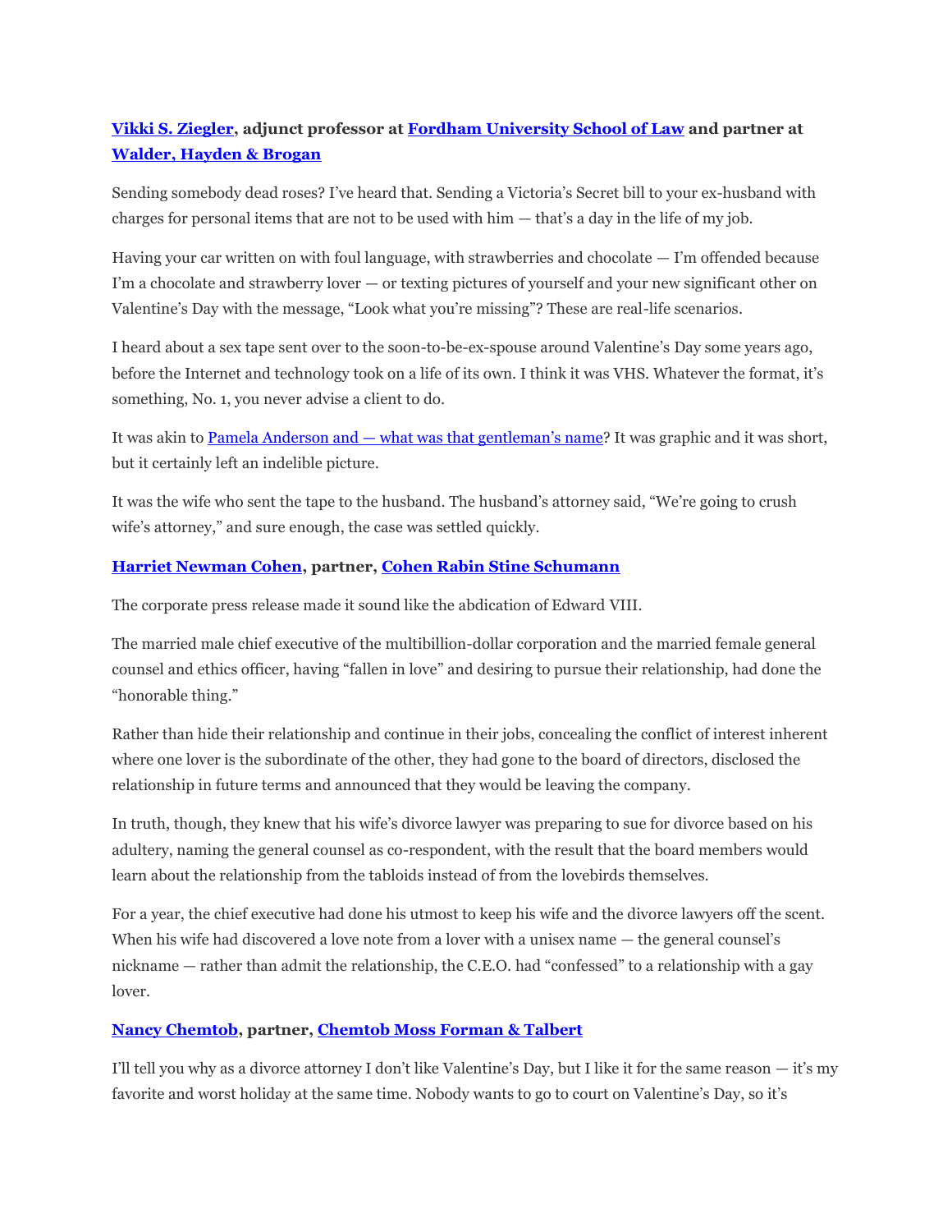**[Vikki S. Ziegler](), adjunct professor at [Fordham University School of Law]() and partner at [Walder, Hayden & Brogan]()**

Sending somebody dead roses? I've heard that. Sending a Victoria's Secret bill to your ex-husband with charges for personal items that are not to be used with him — that's a day in the life of my job.

Having your car written on with foul language, with strawberries and chocolate — I'm offended because I'm a chocolate and strawberry lover — or texting pictures of yourself and your new significant other on Valentine's Day with the message, "Look what you're missing"? These are real-life scenarios.

I heard about a sex tape sent over to the soon-to-be-ex-spouse around Valentine's Day some years ago, before the Internet and technology took on a life of its own. I think it was VHS. Whatever the format, it's something, No. 1, you never advise a client to do.

It was akin to [Pamela Anderson and — what was that gentleman's name]()? It was graphic and it was short, but it certainly left an indelible picture.

It was the wife who sent the tape to the husband. The husband's attorney said, "We're going to crush wife's attorney," and sure enough, the case was settled quickly.

**[Harriet Newman Cohen](), partner, [Cohen Rabin Stine Schumann]()**

The corporate press release made it sound like the abdication of Edward VIII.

The married male chief executive of the multibillion-dollar corporation and the married female general counsel and ethics officer, having "fallen in love" and desiring to pursue their relationship, had done the "honorable thing."

Rather than hide their relationship and continue in their jobs, concealing the conflict of interest inherent where one lover is the subordinate of the other, they had gone to the board of directors, disclosed the relationship in future terms and announced that they would be leaving the company.

In truth, though, they knew that his wife's divorce lawyer was preparing to sue for divorce based on his adultery, naming the general counsel as co-respondent, with the result that the board members would learn about the relationship from the tabloids instead of from the lovebirds themselves.

For a year, the chief executive had done his utmost to keep his wife and the divorce lawyers off the scent. When his wife had discovered a love note from a lover with a unisex name — the general counsel's nickname — rather than admit the relationship, the C.E.O. had "confessed" to a relationship with a gay lover.

**[Nancy Chemtob](), partner, [Chemtob Moss Forman & Talbert]()**

I'll tell you why as a divorce attorney I don't like Valentine's Day, but I like it for the same reason — it's my favorite and worst holiday at the same time. Nobody wants to go to court on Valentine's Day, so it's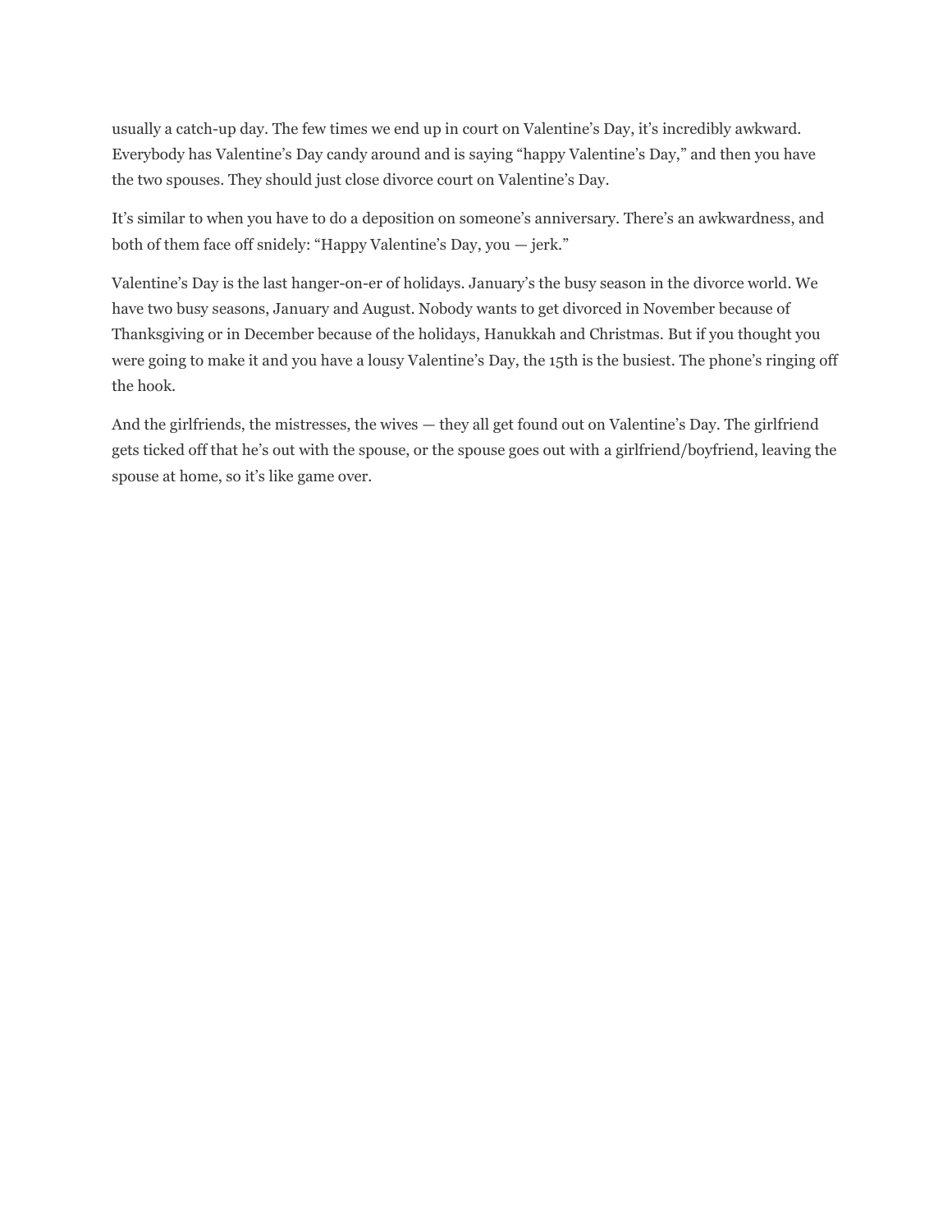usually a catch-up day. The few times we end up in court on Valentine's Day, it's incredibly awkward. Everybody has Valentine's Day candy around and is saying "happy Valentine's Day," and then you have the two spouses. They should just close divorce court on Valentine's Day.

It's similar to when you have to do a deposition on someone's anniversary. There's an awkwardness, and both of them face off snidely: "Happy Valentine's Day, you — jerk."

Valentine's Day is the last hanger-on-er of holidays. January's the busy season in the divorce world. We have two busy seasons, January and August. Nobody wants to get divorced in November because of Thanksgiving or in December because of the holidays, Hanukkah and Christmas. But if you thought you were going to make it and you have a lousy Valentine's Day, the 15th is the busiest. The phone's ringing off the hook.

And the girlfriends, the mistresses, the wives — they all get found out on Valentine's Day. The girlfriend gets ticked off that he's out with the spouse, or the spouse goes out with a girlfriend/boyfriend, leaving the spouse at home, so it's like game over.